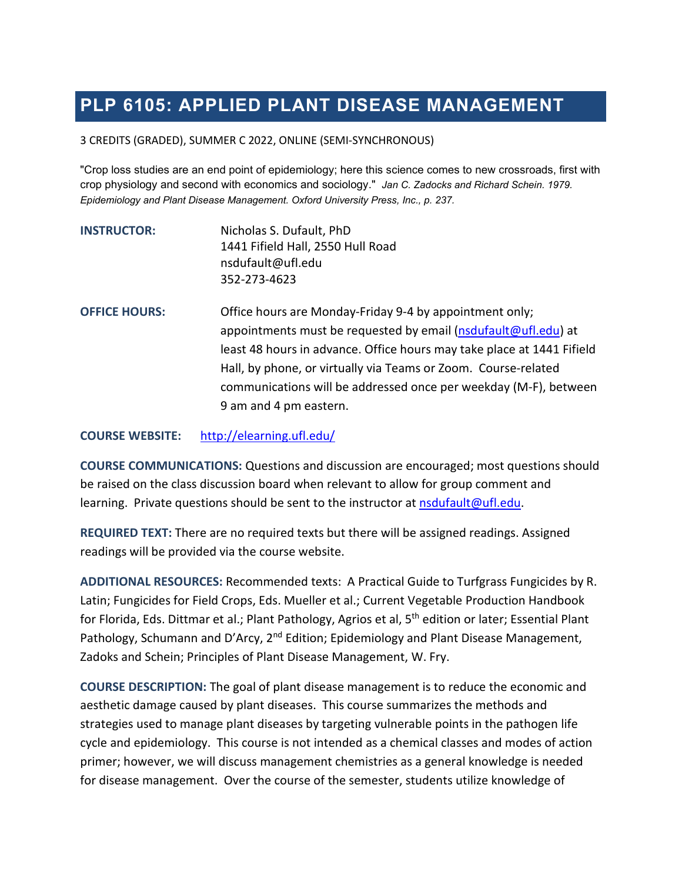# PLP 6105: APPLIED PLANT DISEASE MANAGEMENT

3 CREDITS (GRADED), SUMMER C 2022, ONLINE (SEMI-SYNCHRONOUS)

"Crop loss studies are an end point of epidemiology; here this science comes to new crossroads, first with crop physiology and second with economics and sociology." *Jan C. Zadocks and Richard Schein. 1979. Epidemiology and Plant Disease Management. Oxford University Press, Inc., p. 237.*

**INSTRUCTOR:** Nicholas S. Dufault, PhD
1441 Fifield Hall, 2550 Hull Road
nsdufault@ufl.edu
352-273-4623

**OFFICE HOURS:** Office hours are Monday-Friday 9-4 by appointment only; appointments must be requested by email (nsdufault@ufl.edu) at least 48 hours in advance. Office hours may take place at 1441 Fifield Hall, by phone, or virtually via Teams or Zoom. Course-related communications will be addressed once per weekday (M-F), between 9 am and 4 pm eastern.

**COURSE WEBSITE:** http://elearning.ufl.edu/

**COURSE COMMUNICATIONS:** Questions and discussion are encouraged; most questions should be raised on the class discussion board when relevant to allow for group comment and learning. Private questions should be sent to the instructor at nsdufault@ufl.edu.

**REQUIRED TEXT:** There are no required texts but there will be assigned readings. Assigned readings will be provided via the course website.

**ADDITIONAL RESOURCES:** Recommended texts: A Practical Guide to Turfgrass Fungicides by R. Latin; Fungicides for Field Crops, Eds. Mueller et al.; Current Vegetable Production Handbook for Florida, Eds. Dittmar et al.; Plant Pathology, Agrios et al, 5th edition or later; Essential Plant Pathology, Schumann and D'Arcy, 2nd Edition; Epidemiology and Plant Disease Management, Zadoks and Schein; Principles of Plant Disease Management, W. Fry.

**COURSE DESCRIPTION:** The goal of plant disease management is to reduce the economic and aesthetic damage caused by plant diseases. This course summarizes the methods and strategies used to manage plant diseases by targeting vulnerable points in the pathogen life cycle and epidemiology. This course is not intended as a chemical classes and modes of action primer; however, we will discuss management chemistries as a general knowledge is needed for disease management. Over the course of the semester, students utilize knowledge of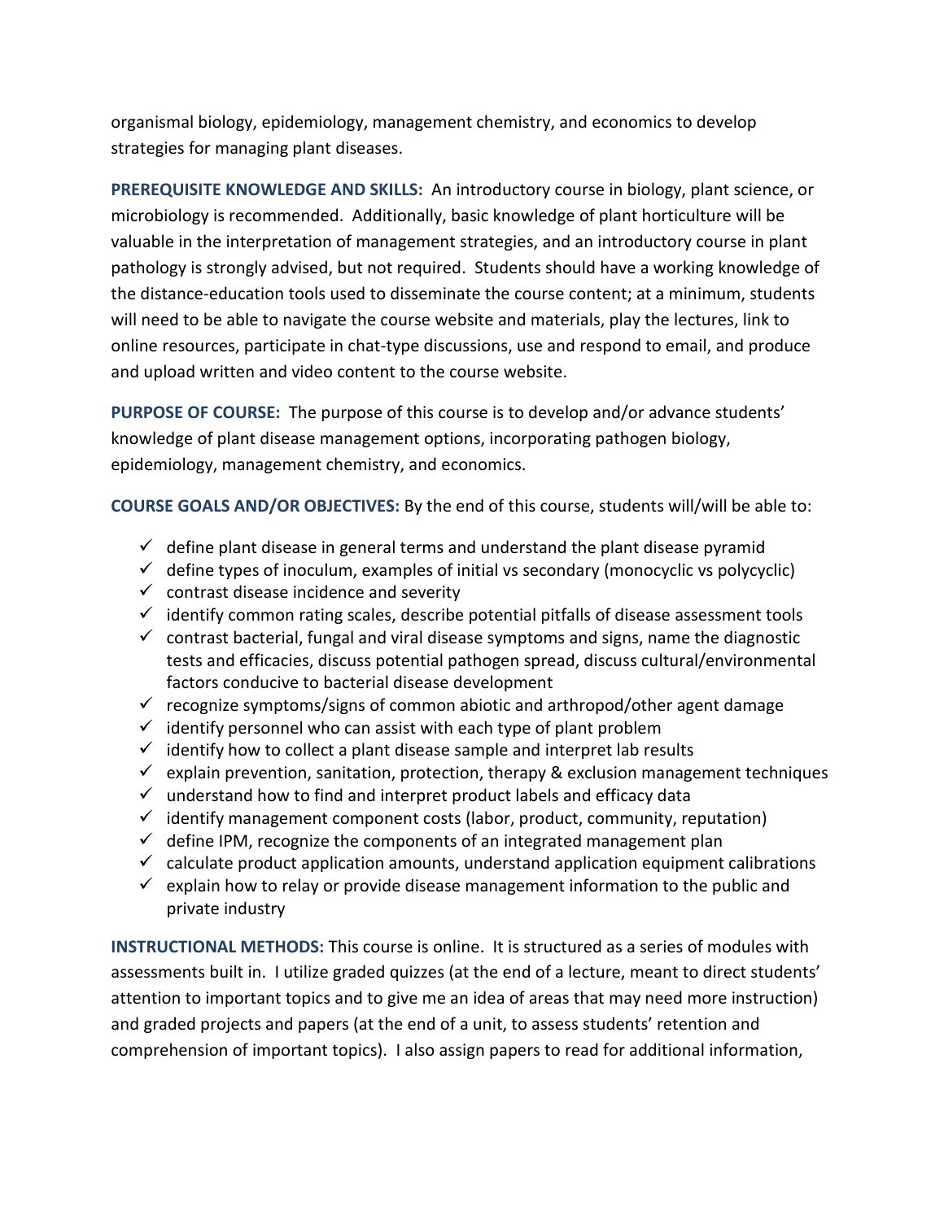organismal biology, epidemiology, management chemistry, and economics to develop strategies for managing plant diseases.

**PREREQUISITE KNOWLEDGE AND SKILLS:** An introductory course in biology, plant science, or microbiology is recommended. Additionally, basic knowledge of plant horticulture will be valuable in the interpretation of management strategies, and an introductory course in plant pathology is strongly advised, but not required. Students should have a working knowledge of the distance-education tools used to disseminate the course content; at a minimum, students will need to be able to navigate the course website and materials, play the lectures, link to online resources, participate in chat-type discussions, use and respond to email, and produce and upload written and video content to the course website.

**PURPOSE OF COURSE:** The purpose of this course is to develop and/or advance students' knowledge of plant disease management options, incorporating pathogen biology, epidemiology, management chemistry, and economics.

**COURSE GOALS AND/OR OBJECTIVES:** By the end of this course, students will/will be able to:

- ✓ define plant disease in general terms and understand the plant disease pyramid
- ✓ define types of inoculum, examples of initial vs secondary (monocyclic vs polycyclic)
- ✓ contrast disease incidence and severity
- ✓ identify common rating scales, describe potential pitfalls of disease assessment tools
- ✓ contrast bacterial, fungal and viral disease symptoms and signs, name the diagnostic tests and efficacies, discuss potential pathogen spread, discuss cultural/environmental factors conducive to bacterial disease development
- ✓ recognize symptoms/signs of common abiotic and arthropod/other agent damage
- ✓ identify personnel who can assist with each type of plant problem
- ✓ identify how to collect a plant disease sample and interpret lab results
- ✓ explain prevention, sanitation, protection, therapy & exclusion management techniques
- ✓ understand how to find and interpret product labels and efficacy data
- ✓ identify management component costs (labor, product, community, reputation)
- ✓ define IPM, recognize the components of an integrated management plan
- ✓ calculate product application amounts, understand application equipment calibrations
- ✓ explain how to relay or provide disease management information to the public and private industry

**INSTRUCTIONAL METHODS:** This course is online. It is structured as a series of modules with assessments built in. I utilize graded quizzes (at the end of a lecture, meant to direct students' attention to important topics and to give me an idea of areas that may need more instruction) and graded projects and papers (at the end of a unit, to assess students' retention and comprehension of important topics). I also assign papers to read for additional information,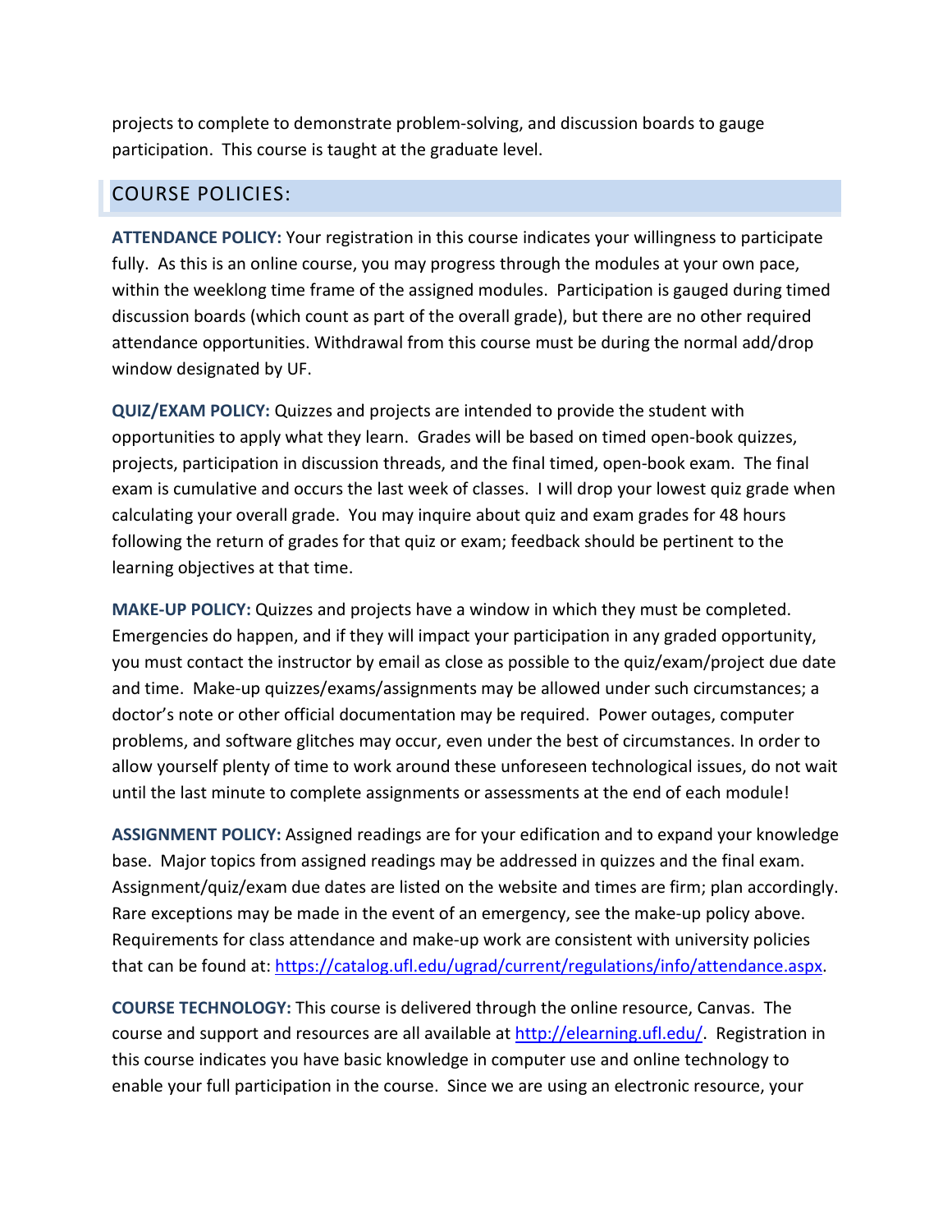projects to complete to demonstrate problem-solving, and discussion boards to gauge participation. This course is taught at the graduate level.

## COURSE POLICIES:

**ATTENDANCE POLICY:** Your registration in this course indicates your willingness to participate fully. As this is an online course, you may progress through the modules at your own pace, within the weeklong time frame of the assigned modules. Participation is gauged during timed discussion boards (which count as part of the overall grade), but there are no other required attendance opportunities. Withdrawal from this course must be during the normal add/drop window designated by UF.

**QUIZ/EXAM POLICY:** Quizzes and projects are intended to provide the student with opportunities to apply what they learn. Grades will be based on timed open-book quizzes, projects, participation in discussion threads, and the final timed, open-book exam. The final exam is cumulative and occurs the last week of classes. I will drop your lowest quiz grade when calculating your overall grade. You may inquire about quiz and exam grades for 48 hours following the return of grades for that quiz or exam; feedback should be pertinent to the learning objectives at that time.

**MAKE-UP POLICY:** Quizzes and projects have a window in which they must be completed. Emergencies do happen, and if they will impact your participation in any graded opportunity, you must contact the instructor by email as close as possible to the quiz/exam/project due date and time. Make-up quizzes/exams/assignments may be allowed under such circumstances; a doctor's note or other official documentation may be required. Power outages, computer problems, and software glitches may occur, even under the best of circumstances. In order to allow yourself plenty of time to work around these unforeseen technological issues, do not wait until the last minute to complete assignments or assessments at the end of each module!

**ASSIGNMENT POLICY:** Assigned readings are for your edification and to expand your knowledge base. Major topics from assigned readings may be addressed in quizzes and the final exam. Assignment/quiz/exam due dates are listed on the website and times are firm; plan accordingly. Rare exceptions may be made in the event of an emergency, see the make-up policy above. Requirements for class attendance and make-up work are consistent with university policies that can be found at: https://catalog.ufl.edu/ugrad/current/regulations/info/attendance.aspx.

**COURSE TECHNOLOGY:** This course is delivered through the online resource, Canvas. The course and support and resources are all available at http://elearning.ufl.edu/. Registration in this course indicates you have basic knowledge in computer use and online technology to enable your full participation in the course. Since we are using an electronic resource, your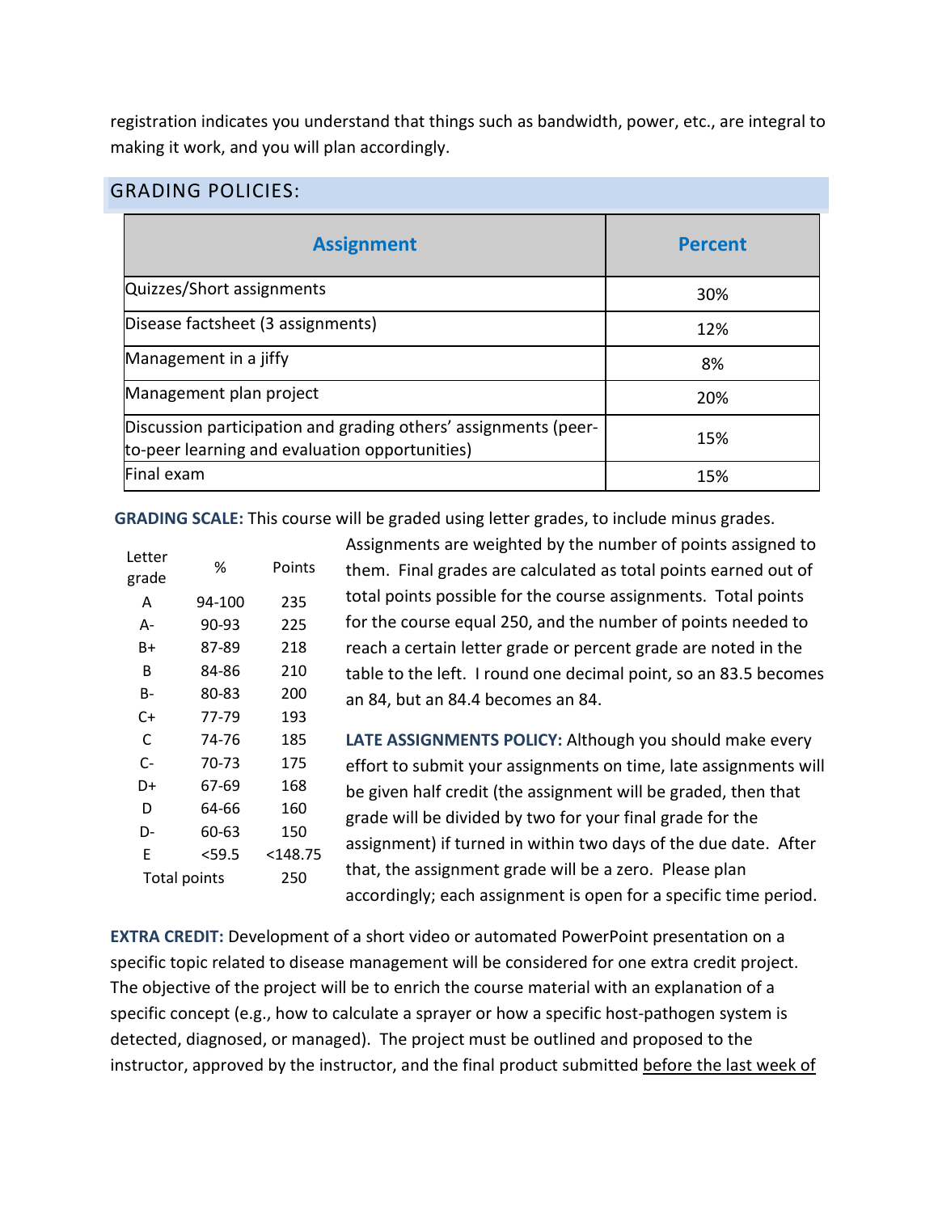registration indicates you understand that things such as bandwidth, power, etc., are integral to making it work, and you will plan accordingly.

## GRADING POLICIES:

| Assignment | Percent |
|---|---|
| Quizzes/Short assignments | 30% |
| Disease factsheet (3 assignments) | 12% |
| Management in a jiffy | 8% |
| Management plan project | 20% |
| Discussion participation and grading others' assignments (peer-to-peer learning and evaluation opportunities) | 15% |
| Final exam | 15% |

**GRADING SCALE:** This course will be graded using letter grades, to include minus grades.

| Letter grade | % | Points |
|---|---|---|
| A | 94-100 | 235 |
| A- | 90-93 | 225 |
| B+ | 87-89 | 218 |
| B | 84-86 | 210 |
| B- | 80-83 | 200 |
| C+ | 77-79 | 193 |
| C | 74-76 | 185 |
| C- | 70-73 | 175 |
| D+ | 67-69 | 168 |
| D | 64-66 | 160 |
| D- | 60-63 | 150 |
| E | <59.5 | <148.75 |
| Total points | | 250 |

Assignments are weighted by the number of points assigned to them. Final grades are calculated as total points earned out of total points possible for the course assignments. Total points for the course equal 250, and the number of points needed to reach a certain letter grade or percent grade are noted in the table to the left. I round one decimal point, so an 83.5 becomes an 84, but an 84.4 becomes an 84.

**LATE ASSIGNMENTS POLICY:** Although you should make every effort to submit your assignments on time, late assignments will be given half credit (the assignment will be graded, then that grade will be divided by two for your final grade for the assignment) if turned in within two days of the due date. After that, the assignment grade will be a zero. Please plan accordingly; each assignment is open for a specific time period.

**EXTRA CREDIT:** Development of a short video or automated PowerPoint presentation on a specific topic related to disease management will be considered for one extra credit project. The objective of the project will be to enrich the course material with an explanation of a specific concept (e.g., how to calculate a sprayer or how a specific host-pathogen system is detected, diagnosed, or managed). The project must be outlined and proposed to the instructor, approved by the instructor, and the final product submitted <u>before the last week of</u>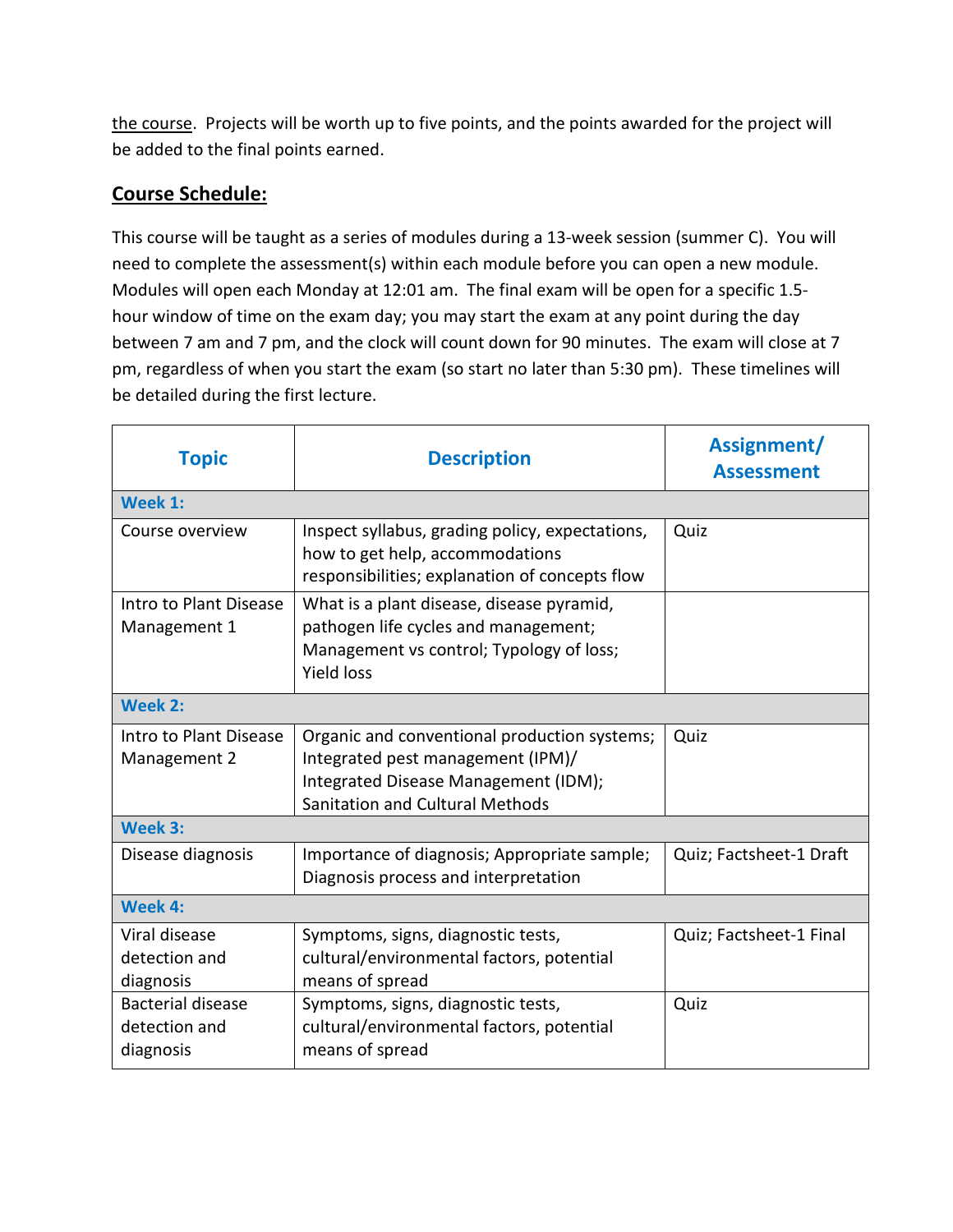the course. Projects will be worth up to five points, and the points awarded for the project will be added to the final points earned.

## Course Schedule:

This course will be taught as a series of modules during a 13-week session (summer C). You will need to complete the assessment(s) within each module before you can open a new module. Modules will open each Monday at 12:01 am. The final exam will be open for a specific 1.5-hour window of time on the exam day; you may start the exam at any point during the day between 7 am and 7 pm, and the clock will count down for 90 minutes. The exam will close at 7 pm, regardless of when you start the exam (so start no later than 5:30 pm). These timelines will be detailed during the first lecture.

| Topic | Description | Assignment/ Assessment |
|---|---|---|
| **Week 1:** | | |
| Course overview | Inspect syllabus, grading policy, expectations, how to get help, accommodations responsibilities; explanation of concepts flow | Quiz |
| Intro to Plant Disease Management 1 | What is a plant disease, disease pyramid, pathogen life cycles and management; Management vs control; Typology of loss; Yield loss | |
| **Week 2:** | | |
| Intro to Plant Disease Management 2 | Organic and conventional production systems; Integrated pest management (IPM)/ Integrated Disease Management (IDM); Sanitation and Cultural Methods | Quiz |
| **Week 3:** | | |
| Disease diagnosis | Importance of diagnosis; Appropriate sample; Diagnosis process and interpretation | Quiz; Factsheet-1 Draft |
| **Week 4:** | | |
| Viral disease detection and diagnosis | Symptoms, signs, diagnostic tests, cultural/environmental factors, potential means of spread | Quiz; Factsheet-1 Final |
| Bacterial disease detection and diagnosis | Symptoms, signs, diagnostic tests, cultural/environmental factors, potential means of spread | Quiz |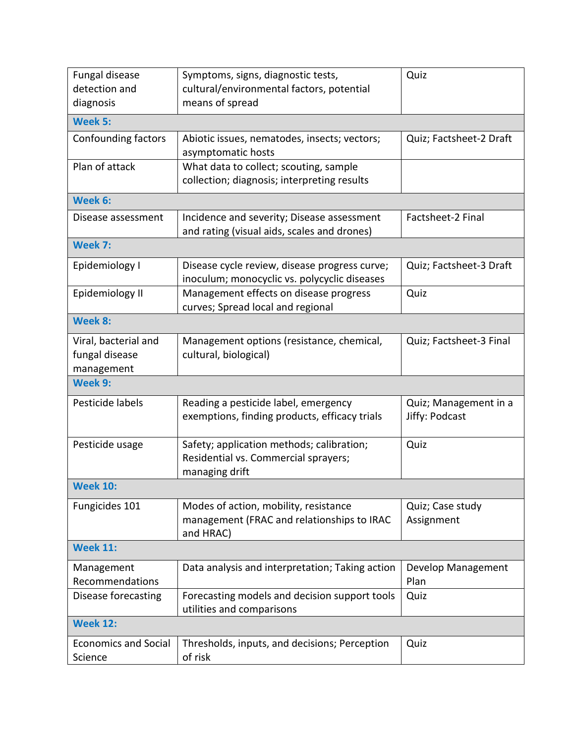| | | |
|---|---|---|
| Fungal disease detection and diagnosis | Symptoms, signs, diagnostic tests, cultural/environmental factors, potential means of spread | Quiz |
| **Week 5:** | | |
| Confounding factors | Abiotic issues, nematodes, insects; vectors; asymptomatic hosts | Quiz; Factsheet-2 Draft |
| Plan of attack | What data to collect; scouting, sample collection; diagnosis; interpreting results | |
| **Week 6:** | | |
| Disease assessment | Incidence and severity; Disease assessment and rating (visual aids, scales and drones) | Factsheet-2 Final |
| **Week 7:** | | |
| Epidemiology I | Disease cycle review, disease progress curve; inoculum; monocyclic vs. polycyclic diseases | Quiz; Factsheet-3 Draft |
| Epidemiology II | Management effects on disease progress curves; Spread local and regional | Quiz |
| **Week 8:** | | |
| Viral, bacterial and fungal disease management | Management options (resistance, chemical, cultural, biological) | Quiz; Factsheet-3 Final |
| **Week 9:** | | |
| Pesticide labels | Reading a pesticide label, emergency exemptions, finding products, efficacy trials | Quiz; Management in a Jiffy: Podcast |
| Pesticide usage | Safety; application methods; calibration; Residential vs. Commercial sprayers; managing drift | Quiz |
| **Week 10:** | | |
| Fungicides 101 | Modes of action, mobility, resistance management (FRAC and relationships to IRAC and HRAC) | Quiz; Case study Assignment |
| **Week 11:** | | |
| Management Recommendations | Data analysis and interpretation; Taking action | Develop Management Plan |
| Disease forecasting | Forecasting models and decision support tools utilities and comparisons | Quiz |
| **Week 12:** | | |
| Economics and Social Science | Thresholds, inputs, and decisions; Perception of risk | Quiz |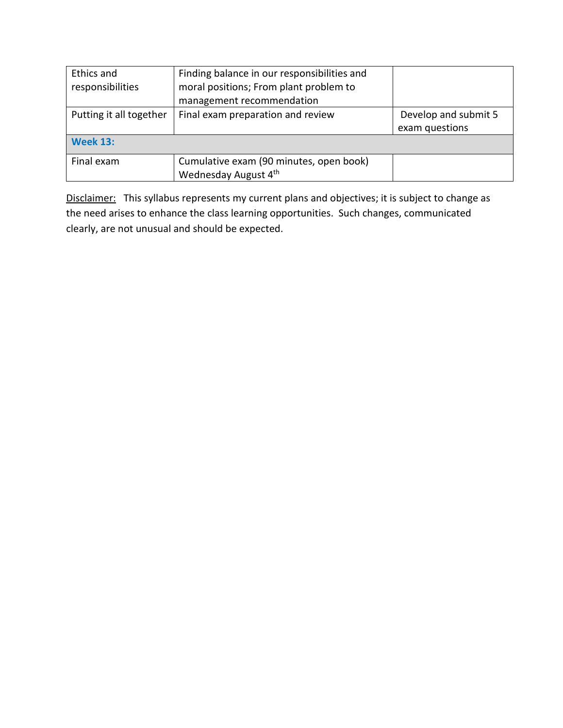| | | |
|---|---|---|
| Ethics and responsibilities | Finding balance in our responsibilities and moral positions; From plant problem to management recommendation | |
| Putting it all together | Final exam preparation and review | Develop and submit 5 exam questions |
| **Week 13:** | | |
| Final exam | Cumulative exam (90 minutes, open book) Wednesday August 4th | |

Disclaimer: This syllabus represents my current plans and objectives; it is subject to change as the need arises to enhance the class learning opportunities. Such changes, communicated clearly, are not unusual and should be expected.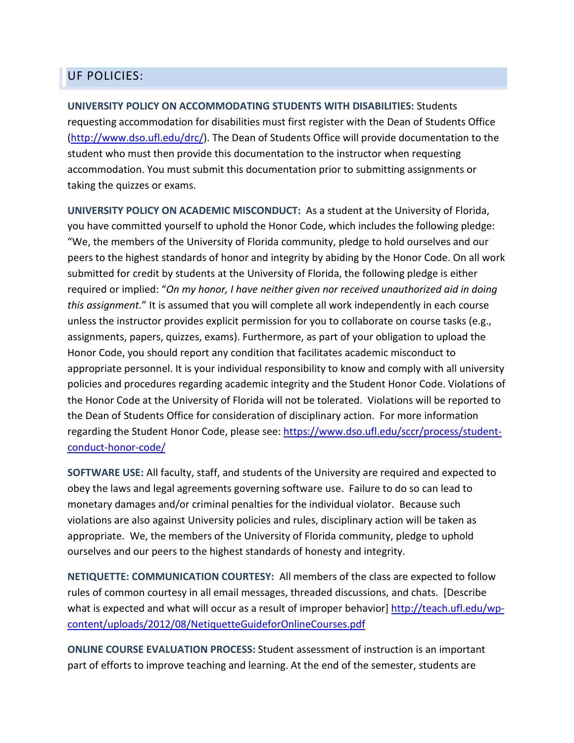## UF POLICIES:

**UNIVERSITY POLICY ON ACCOMMODATING STUDENTS WITH DISABILITIES:** Students requesting accommodation for disabilities must first register with the Dean of Students Office (http://www.dso.ufl.edu/drc/). The Dean of Students Office will provide documentation to the student who must then provide this documentation to the instructor when requesting accommodation. You must submit this documentation prior to submitting assignments or taking the quizzes or exams.

**UNIVERSITY POLICY ON ACADEMIC MISCONDUCT:** As a student at the University of Florida, you have committed yourself to uphold the Honor Code, which includes the following pledge: "We, the members of the University of Florida community, pledge to hold ourselves and our peers to the highest standards of honor and integrity by abiding by the Honor Code. On all work submitted for credit by students at the University of Florida, the following pledge is either required or implied: "*On my honor, I have neither given nor received unauthorized aid in doing this assignment.*" It is assumed that you will complete all work independently in each course unless the instructor provides explicit permission for you to collaborate on course tasks (e.g., assignments, papers, quizzes, exams). Furthermore, as part of your obligation to upload the Honor Code, you should report any condition that facilitates academic misconduct to appropriate personnel. It is your individual responsibility to know and comply with all university policies and procedures regarding academic integrity and the Student Honor Code. Violations of the Honor Code at the University of Florida will not be tolerated. Violations will be reported to the Dean of Students Office for consideration of disciplinary action. For more information regarding the Student Honor Code, please see: https://www.dso.ufl.edu/sccr/process/student-conduct-honor-code/

**SOFTWARE USE:** All faculty, staff, and students of the University are required and expected to obey the laws and legal agreements governing software use. Failure to do so can lead to monetary damages and/or criminal penalties for the individual violator. Because such violations are also against University policies and rules, disciplinary action will be taken as appropriate. We, the members of the University of Florida community, pledge to uphold ourselves and our peers to the highest standards of honesty and integrity.

**NETIQUETTE: COMMUNICATION COURTESY:** All members of the class are expected to follow rules of common courtesy in all email messages, threaded discussions, and chats. [Describe what is expected and what will occur as a result of improper behavior] http://teach.ufl.edu/wp-content/uploads/2012/08/NetiquetteGuideforOnlineCourses.pdf

**ONLINE COURSE EVALUATION PROCESS:** Student assessment of instruction is an important part of efforts to improve teaching and learning. At the end of the semester, students are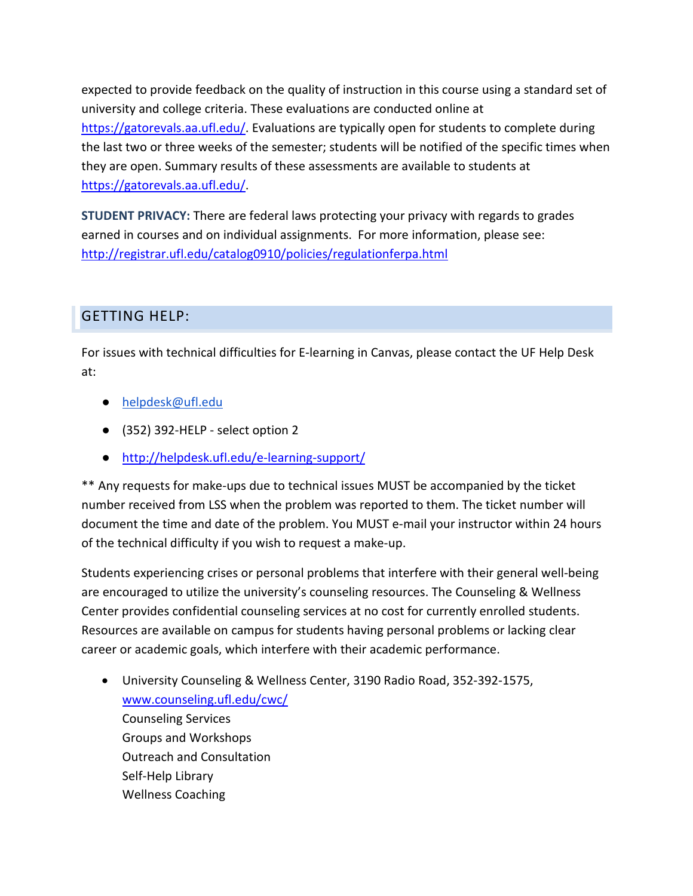expected to provide feedback on the quality of instruction in this course using a standard set of university and college criteria. These evaluations are conducted online at [https://gatorevals.aa.ufl.edu/](https://gatorevals.aa.ufl.edu/). Evaluations are typically open for students to complete during the last two or three weeks of the semester; students will be notified of the specific times when they are open. Summary results of these assessments are available to students at [https://gatorevals.aa.ufl.edu/](https://gatorevals.aa.ufl.edu/).

**STUDENT PRIVACY:** There are federal laws protecting your privacy with regards to grades earned in courses and on individual assignments. For more information, please see: [http://registrar.ufl.edu/catalog0910/policies/regulationferpa.html](http://registrar.ufl.edu/catalog0910/policies/regulationferpa.html)

## GETTING HELP:

For issues with technical difficulties for E-learning in Canvas, please contact the UF Help Desk at:

- [helpdesk@ufl.edu](mailto:helpdesk@ufl.edu)
- (352) 392-HELP - select option 2
- [http://helpdesk.ufl.edu/e-learning-support/](http://helpdesk.ufl.edu/e-learning-support/)

** Any requests for make-ups due to technical issues MUST be accompanied by the ticket number received from LSS when the problem was reported to them. The ticket number will document the time and date of the problem. You MUST e-mail your instructor within 24 hours of the technical difficulty if you wish to request a make-up.

Students experiencing crises or personal problems that interfere with their general well-being are encouraged to utilize the university's counseling resources. The Counseling & Wellness Center provides confidential counseling services at no cost for currently enrolled students. Resources are available on campus for students having personal problems or lacking clear career or academic goals, which interfere with their academic performance.

- University Counseling & Wellness Center, 3190 Radio Road, 352-392-1575, [www.counseling.ufl.edu/cwc/](http://www.counseling.ufl.edu/cwc/)
  Counseling Services
  Groups and Workshops
  Outreach and Consultation
  Self-Help Library
  Wellness Coaching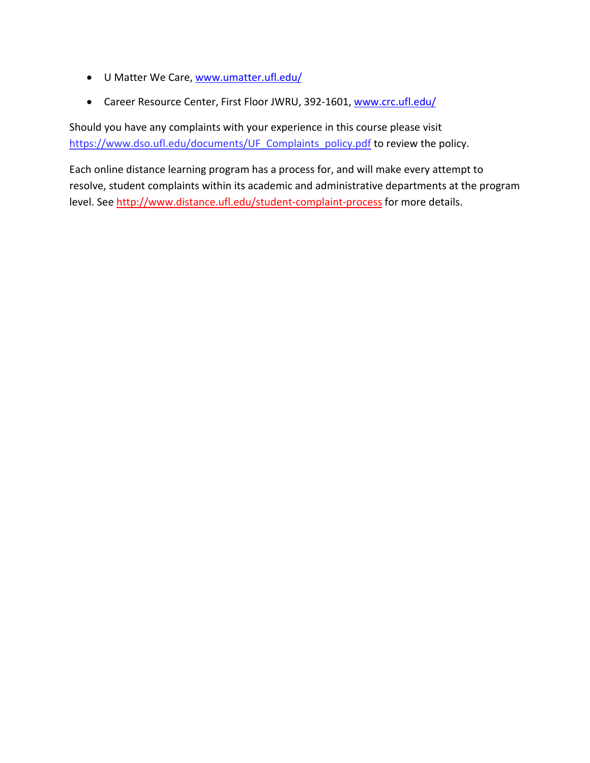- U Matter We Care, www.umatter.ufl.edu/
- Career Resource Center, First Floor JWRU, 392-1601, www.crc.ufl.edu/

Should you have any complaints with your experience in this course please visit https://www.dso.ufl.edu/documents/UF_Complaints_policy.pdf to review the policy.

Each online distance learning program has a process for, and will make every attempt to resolve, student complaints within its academic and administrative departments at the program level. See http://www.distance.ufl.edu/student-complaint-process for more details.